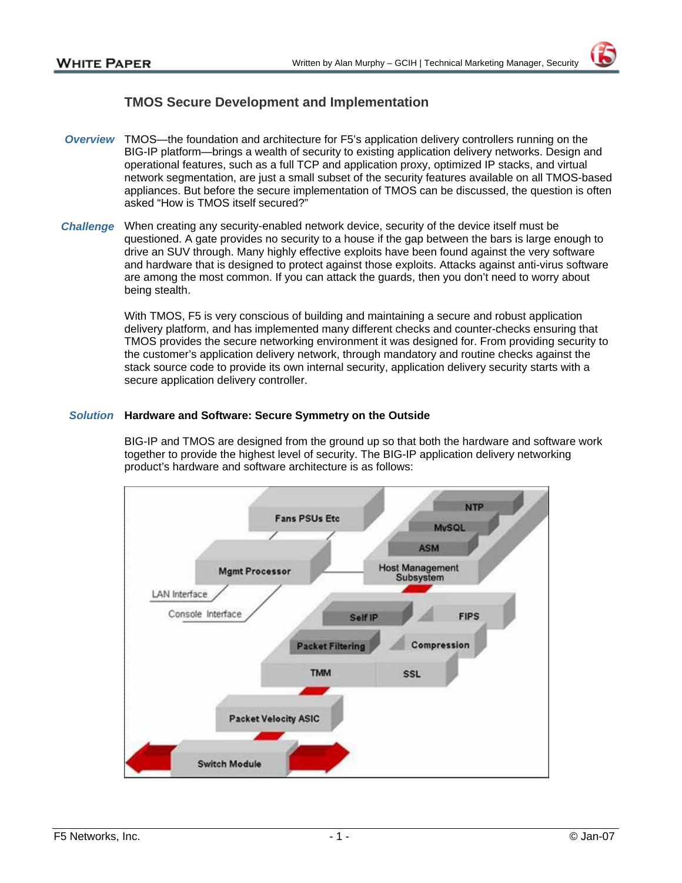# TMOS Secure Development and Implementation

***Overview*** TMOS—the foundation and architecture for F5's application delivery controllers running on the BIG-IP platform—brings a wealth of security to existing application delivery networks. Design and operational features, such as a full TCP and application proxy, optimized IP stacks, and virtual network segmentation, are just a small subset of the security features available on all TMOS-based appliances. But before the secure implementation of TMOS can be discussed, the question is often asked "How is TMOS itself secured?"

***Challenge*** When creating any security-enabled network device, security of the device itself must be questioned. A gate provides no security to a house if the gap between the bars is large enough to drive an SUV through. Many highly effective exploits have been found against the very software and hardware that is designed to protect against those exploits. Attacks against anti-virus software are among the most common. If you can attack the guards, then you don't need to worry about being stealth.

With TMOS, F5 is very conscious of building and maintaining a secure and robust application delivery platform, and has implemented many different checks and counter-checks ensuring that TMOS provides the secure networking environment it was designed for. From providing security to the customer's application delivery network, through mandatory and routine checks against the stack source code to provide its own internal security, application delivery security starts with a secure application delivery controller.

***Solution*** **Hardware and Software: Secure Symmetry on the Outside**

BIG-IP and TMOS are designed from the ground up so that both the hardware and software work together to provide the highest level of security. The BIG-IP application delivery networking product's hardware and software architecture is as follows: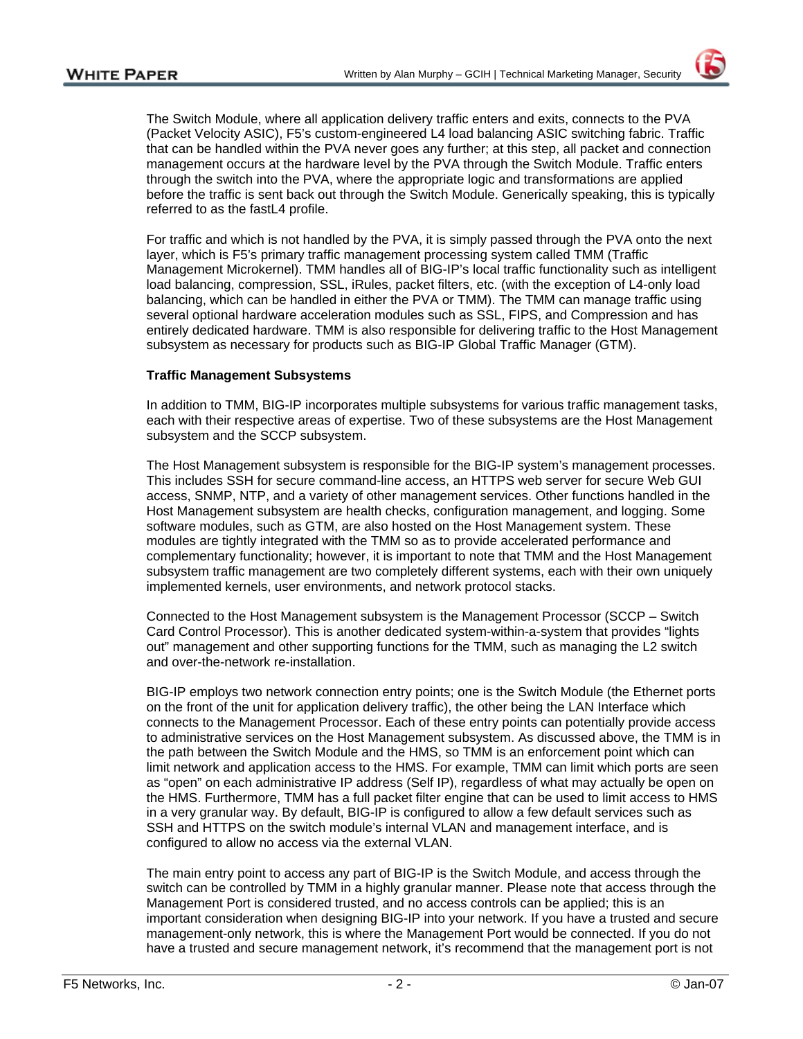The Switch Module, where all application delivery traffic enters and exits, connects to the PVA (Packet Velocity ASIC), F5's custom-engineered L4 load balancing ASIC switching fabric. Traffic that can be handled within the PVA never goes any further; at this step, all packet and connection management occurs at the hardware level by the PVA through the Switch Module. Traffic enters through the switch into the PVA, where the appropriate logic and transformations are applied before the traffic is sent back out through the Switch Module. Generically speaking, this is typically referred to as the fastL4 profile.

For traffic and which is not handled by the PVA, it is simply passed through the PVA onto the next layer, which is F5's primary traffic management processing system called TMM (Traffic Management Microkernel). TMM handles all of BIG-IP's local traffic functionality such as intelligent load balancing, compression, SSL, iRules, packet filters, etc. (with the exception of L4-only load balancing, which can be handled in either the PVA or TMM). The TMM can manage traffic using several optional hardware acceleration modules such as SSL, FIPS, and Compression and has entirely dedicated hardware. TMM is also responsible for delivering traffic to the Host Management subsystem as necessary for products such as BIG-IP Global Traffic Manager (GTM).

**Traffic Management Subsystems**

In addition to TMM, BIG-IP incorporates multiple subsystems for various traffic management tasks, each with their respective areas of expertise. Two of these subsystems are the Host Management subsystem and the SCCP subsystem.

The Host Management subsystem is responsible for the BIG-IP system's management processes. This includes SSH for secure command-line access, an HTTPS web server for secure Web GUI access, SNMP, NTP, and a variety of other management services. Other functions handled in the Host Management subsystem are health checks, configuration management, and logging. Some software modules, such as GTM, are also hosted on the Host Management system. These modules are tightly integrated with the TMM so as to provide accelerated performance and complementary functionality; however, it is important to note that TMM and the Host Management subsystem traffic management are two completely different systems, each with their own uniquely implemented kernels, user environments, and network protocol stacks.

Connected to the Host Management subsystem is the Management Processor (SCCP – Switch Card Control Processor). This is another dedicated system-within-a-system that provides "lights out" management and other supporting functions for the TMM, such as managing the L2 switch and over-the-network re-installation.

BIG-IP employs two network connection entry points; one is the Switch Module (the Ethernet ports on the front of the unit for application delivery traffic), the other being the LAN Interface which connects to the Management Processor. Each of these entry points can potentially provide access to administrative services on the Host Management subsystem. As discussed above, the TMM is in the path between the Switch Module and the HMS, so TMM is an enforcement point which can limit network and application access to the HMS. For example, TMM can limit which ports are seen as "open" on each administrative IP address (Self IP), regardless of what may actually be open on the HMS. Furthermore, TMM has a full packet filter engine that can be used to limit access to HMS in a very granular way. By default, BIG-IP is configured to allow a few default services such as SSH and HTTPS on the switch module's internal VLAN and management interface, and is configured to allow no access via the external VLAN.

The main entry point to access any part of BIG-IP is the Switch Module, and access through the switch can be controlled by TMM in a highly granular manner. Please note that access through the Management Port is considered trusted, and no access controls can be applied; this is an important consideration when designing BIG-IP into your network. If you have a trusted and secure management-only network, this is where the Management Port would be connected. If you do not have a trusted and secure management network, it's recommend that the management port is not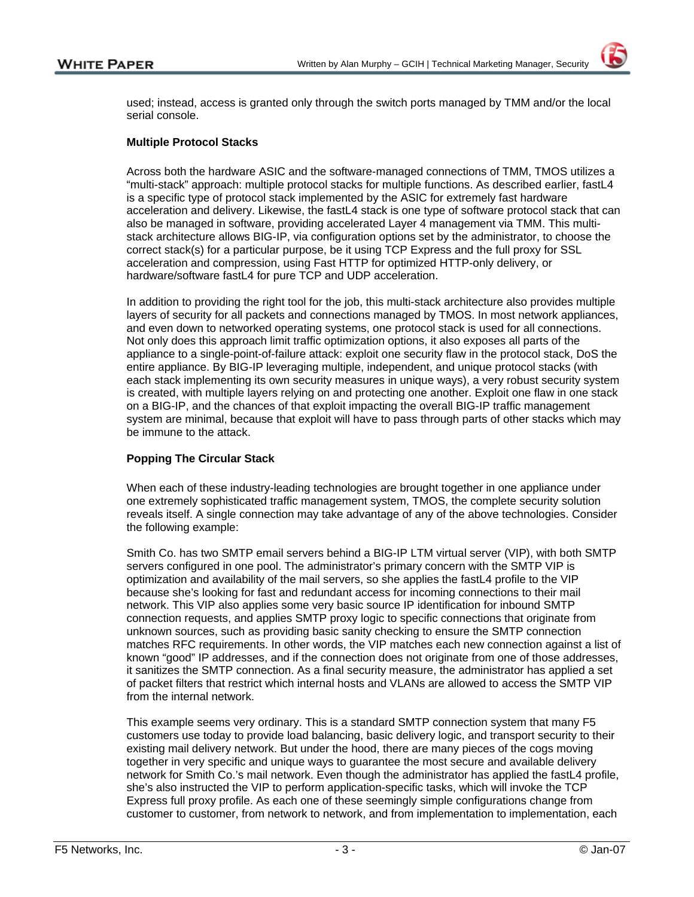used; instead, access is granted only through the switch ports managed by TMM and/or the local serial console.

**Multiple Protocol Stacks**

Across both the hardware ASIC and the software-managed connections of TMM, TMOS utilizes a "multi-stack" approach: multiple protocol stacks for multiple functions. As described earlier, fastL4 is a specific type of protocol stack implemented by the ASIC for extremely fast hardware acceleration and delivery. Likewise, the fastL4 stack is one type of software protocol stack that can also be managed in software, providing accelerated Layer 4 management via TMM. This multi-stack architecture allows BIG-IP, via configuration options set by the administrator, to choose the correct stack(s) for a particular purpose, be it using TCP Express and the full proxy for SSL acceleration and compression, using Fast HTTP for optimized HTTP-only delivery, or hardware/software fastL4 for pure TCP and UDP acceleration.

In addition to providing the right tool for the job, this multi-stack architecture also provides multiple layers of security for all packets and connections managed by TMOS. In most network appliances, and even down to networked operating systems, one protocol stack is used for all connections. Not only does this approach limit traffic optimization options, it also exposes all parts of the appliance to a single-point-of-failure attack: exploit one security flaw in the protocol stack, DoS the entire appliance. By BIG-IP leveraging multiple, independent, and unique protocol stacks (with each stack implementing its own security measures in unique ways), a very robust security system is created, with multiple layers relying on and protecting one another. Exploit one flaw in one stack on a BIG-IP, and the chances of that exploit impacting the overall BIG-IP traffic management system are minimal, because that exploit will have to pass through parts of other stacks which may be immune to the attack.

**Popping The Circular Stack**

When each of these industry-leading technologies are brought together in one appliance under one extremely sophisticated traffic management system, TMOS, the complete security solution reveals itself. A single connection may take advantage of any of the above technologies. Consider the following example:

Smith Co. has two SMTP email servers behind a BIG-IP LTM virtual server (VIP), with both SMTP servers configured in one pool. The administrator's primary concern with the SMTP VIP is optimization and availability of the mail servers, so she applies the fastL4 profile to the VIP because she's looking for fast and redundant access for incoming connections to their mail network. This VIP also applies some very basic source IP identification for inbound SMTP connection requests, and applies SMTP proxy logic to specific connections that originate from unknown sources, such as providing basic sanity checking to ensure the SMTP connection matches RFC requirements. In other words, the VIP matches each new connection against a list of known "good" IP addresses, and if the connection does not originate from one of those addresses, it sanitizes the SMTP connection. As a final security measure, the administrator has applied a set of packet filters that restrict which internal hosts and VLANs are allowed to access the SMTP VIP from the internal network.

This example seems very ordinary. This is a standard SMTP connection system that many F5 customers use today to provide load balancing, basic delivery logic, and transport security to their existing mail delivery network. But under the hood, there are many pieces of the cogs moving together in very specific and unique ways to guarantee the most secure and available delivery network for Smith Co.'s mail network. Even though the administrator has applied the fastL4 profile, she's also instructed the VIP to perform application-specific tasks, which will invoke the TCP Express full proxy profile. As each one of these seemingly simple configurations change from customer to customer, from network to network, and from implementation to implementation, each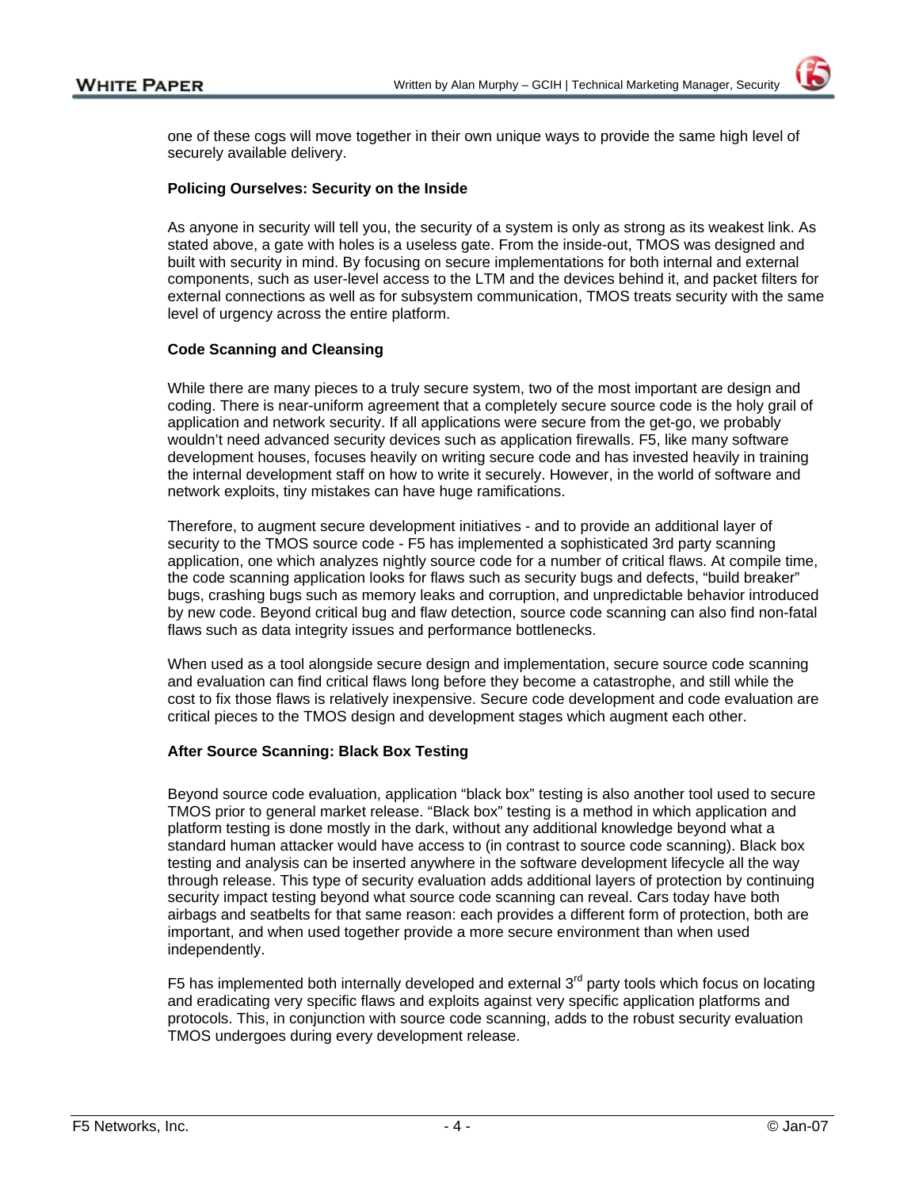one of these cogs will move together in their own unique ways to provide the same high level of securely available delivery.

**Policing Ourselves: Security on the Inside**

As anyone in security will tell you, the security of a system is only as strong as its weakest link. As stated above, a gate with holes is a useless gate. From the inside-out, TMOS was designed and built with security in mind. By focusing on secure implementations for both internal and external components, such as user-level access to the LTM and the devices behind it, and packet filters for external connections as well as for subsystem communication, TMOS treats security with the same level of urgency across the entire platform.

**Code Scanning and Cleansing**

While there are many pieces to a truly secure system, two of the most important are design and coding. There is near-uniform agreement that a completely secure source code is the holy grail of application and network security. If all applications were secure from the get-go, we probably wouldn't need advanced security devices such as application firewalls. F5, like many software development houses, focuses heavily on writing secure code and has invested heavily in training the internal development staff on how to write it securely. However, in the world of software and network exploits, tiny mistakes can have huge ramifications.

Therefore, to augment secure development initiatives - and to provide an additional layer of security to the TMOS source code - F5 has implemented a sophisticated 3rd party scanning application, one which analyzes nightly source code for a number of critical flaws. At compile time, the code scanning application looks for flaws such as security bugs and defects, "build breaker" bugs, crashing bugs such as memory leaks and corruption, and unpredictable behavior introduced by new code. Beyond critical bug and flaw detection, source code scanning can also find non-fatal flaws such as data integrity issues and performance bottlenecks.

When used as a tool alongside secure design and implementation, secure source code scanning and evaluation can find critical flaws long before they become a catastrophe, and still while the cost to fix those flaws is relatively inexpensive. Secure code development and code evaluation are critical pieces to the TMOS design and development stages which augment each other.

**After Source Scanning: Black Box Testing**

Beyond source code evaluation, application "black box" testing is also another tool used to secure TMOS prior to general market release. "Black box" testing is a method in which application and platform testing is done mostly in the dark, without any additional knowledge beyond what a standard human attacker would have access to (in contrast to source code scanning). Black box testing and analysis can be inserted anywhere in the software development lifecycle all the way through release. This type of security evaluation adds additional layers of protection by continuing security impact testing beyond what source code scanning can reveal. Cars today have both airbags and seatbelts for that same reason: each provides a different form of protection, both are important, and when used together provide a more secure environment than when used independently.

F5 has implemented both internally developed and external 3rd party tools which focus on locating and eradicating very specific flaws and exploits against very specific application platforms and protocols. This, in conjunction with source code scanning, adds to the robust security evaluation TMOS undergoes during every development release.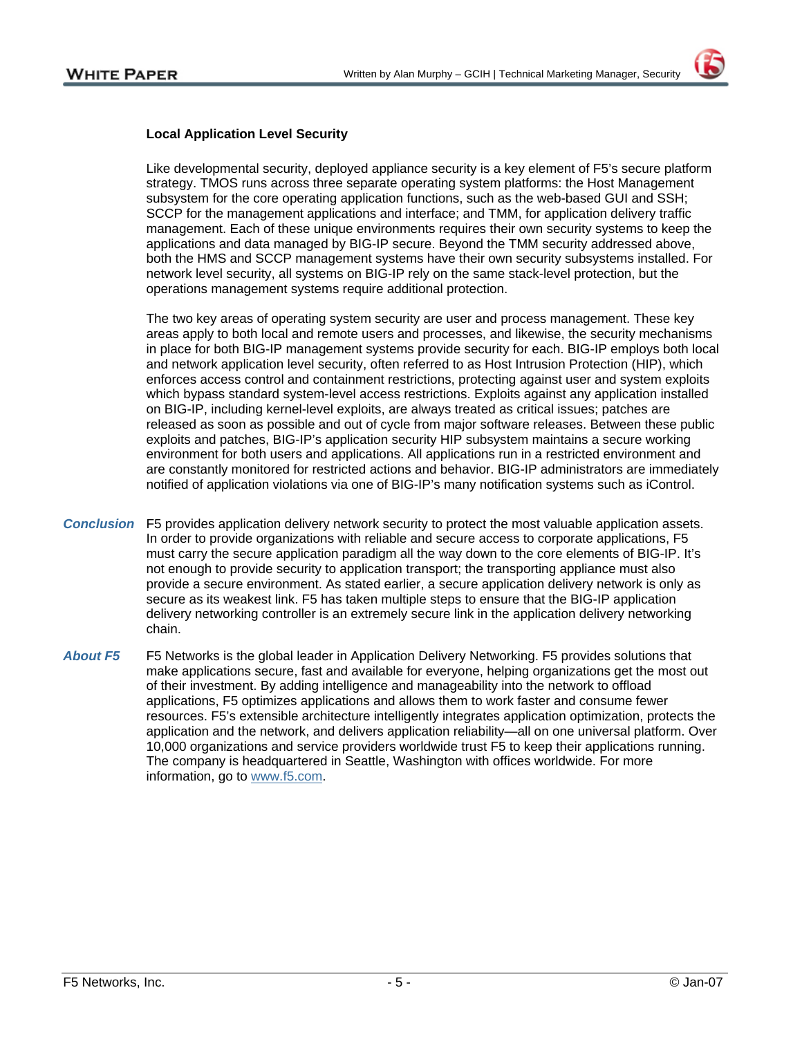### Local Application Level Security

Like developmental security, deployed appliance security is a key element of F5's secure platform strategy. TMOS runs across three separate operating system platforms: the Host Management subsystem for the core operating application functions, such as the web-based GUI and SSH; SCCP for the management applications and interface; and TMM, for application delivery traffic management. Each of these unique environments requires their own security systems to keep the applications and data managed by BIG-IP secure. Beyond the TMM security addressed above, both the HMS and SCCP management systems have their own security subsystems installed. For network level security, all systems on BIG-IP rely on the same stack-level protection, but the operations management systems require additional protection.

The two key areas of operating system security are user and process management. These key areas apply to both local and remote users and processes, and likewise, the security mechanisms in place for both BIG-IP management systems provide security for each. BIG-IP employs both local and network application level security, often referred to as Host Intrusion Protection (HIP), which enforces access control and containment restrictions, protecting against user and system exploits which bypass standard system-level access restrictions. Exploits against any application installed on BIG-IP, including kernel-level exploits, are always treated as critical issues; patches are released as soon as possible and out of cycle from major software releases. Between these public exploits and patches, BIG-IP's application security HIP subsystem maintains a secure working environment for both users and applications. All applications run in a restricted environment and are constantly monitored for restricted actions and behavior. BIG-IP administrators are immediately notified of application violations via one of BIG-IP's many notification systems such as iControl.

## Conclusion

F5 provides application delivery network security to protect the most valuable application assets. In order to provide organizations with reliable and secure access to corporate applications, F5 must carry the secure application paradigm all the way down to the core elements of BIG-IP. It's not enough to provide security to application transport; the transporting appliance must also provide a secure environment. As stated earlier, a secure application delivery network is only as secure as its weakest link. F5 has taken multiple steps to ensure that the BIG-IP application delivery networking controller is an extremely secure link in the application delivery networking chain.

## About F5

F5 Networks is the global leader in Application Delivery Networking. F5 provides solutions that make applications secure, fast and available for everyone, helping organizations get the most out of their investment. By adding intelligence and manageability into the network to offload applications, F5 optimizes applications and allows them to work faster and consume fewer resources. F5's extensible architecture intelligently integrates application optimization, protects the application and the network, and delivers application reliability—all on one universal platform. Over 10,000 organizations and service providers worldwide trust F5 to keep their applications running. The company is headquartered in Seattle, Washington with offices worldwide. For more information, go to [www.f5.com](http://www.f5.com).